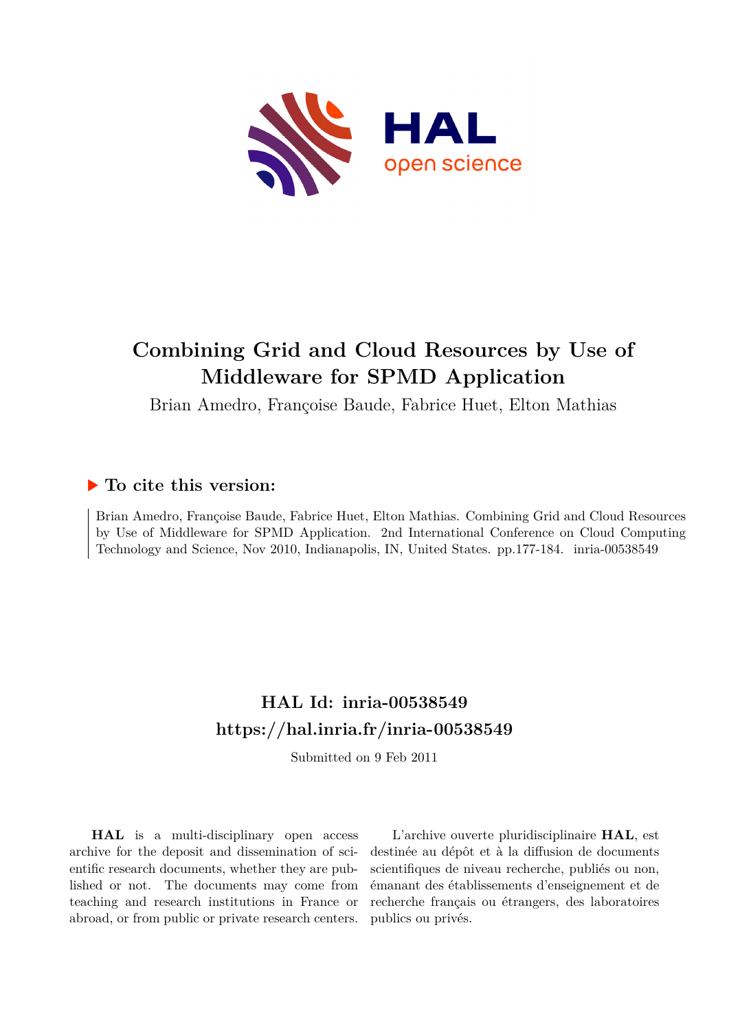# Combining Grid and Cloud Resources by Use of Middleware for SPMD Application

Brian Amedro, Françoise Baude, Fabrice Huet, Elton Mathias

## ▶ To cite this version:

Brian Amedro, Françoise Baude, Fabrice Huet, Elton Mathias. Combining Grid and Cloud Resources by Use of Middleware for SPMD Application. 2nd International Conference on Cloud Computing Technology and Science, Nov 2010, Indianapolis, IN, United States. pp.177-184. inria-00538549

## HAL Id: inria-00538549
## https://hal.inria.fr/inria-00538549

Submitted on 9 Feb 2011

**HAL** is a multi-disciplinary open access archive for the deposit and dissemination of scientific research documents, whether they are published or not. The documents may come from teaching and research institutions in France or abroad, or from public or private research centers.

L'archive ouverte pluridisciplinaire **HAL**, est destinée au dépôt et à la diffusion de documents scientifiques de niveau recherche, publiés ou non, émanant des établissements d'enseignement et de recherche français ou étrangers, des laboratoires publics ou privés.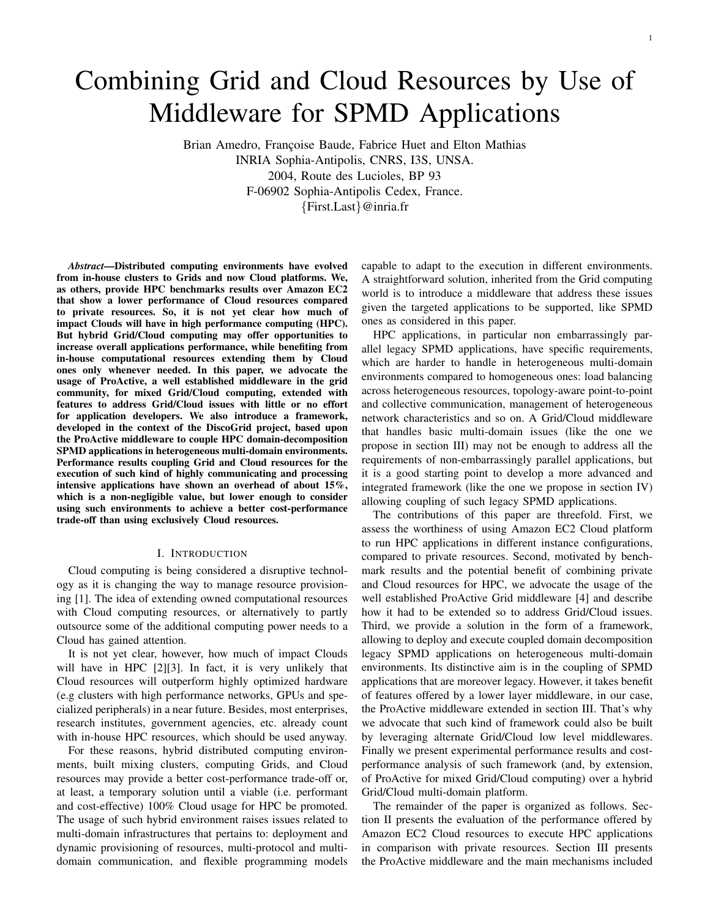# Combining Grid and Cloud Resources by Use of Middleware for SPMD Applications

Brian Amedro, Françoise Baude, Fabrice Huet and Elton Mathias
INRIA Sophia-Antipolis, CNRS, I3S, UNSA.
2004, Route des Lucioles, BP 93
F-06902 Sophia-Antipolis Cedex, France.
{First.Last}@inria.fr

***Abstract*—Distributed computing environments have evolved from in-house clusters to Grids and now Cloud platforms. We, as others, provide HPC benchmarks results over Amazon EC2 that show a lower performance of Cloud resources compared to private resources. So, it is not yet clear how much of impact Clouds will have in high performance computing (HPC). But hybrid Grid/Cloud computing may offer opportunities to increase overall applications performance, while benefiting from in-house computational resources extending them by Cloud ones only whenever needed. In this paper, we advocate the usage of ProActive, a well established middleware in the grid community, for mixed Grid/Cloud computing, extended with features to address Grid/Cloud issues with little or no effort for application developers. We also introduce a framework, developed in the context of the DiscoGrid project, based upon the ProActive middleware to couple HPC domain-decomposition SPMD applications in heterogeneous multi-domain environments. Performance results coupling Grid and Cloud resources for the execution of such kind of highly communicating and processing intensive applications have shown an overhead of about 15%, which is a non-negligible value, but lower enough to consider using such environments to achieve a better cost-performance trade-off than using exclusively Cloud resources.**

## I. Introduction

Cloud computing is being considered a disruptive technology as it is changing the way to manage resource provisioning [1]. The idea of extending owned computational resources with Cloud computing resources, or alternatively to partly outsource some of the additional computing power needs to a Cloud has gained attention.

It is not yet clear, however, how much of impact Clouds will have in HPC [2][3]. In fact, it is very unlikely that Cloud resources will outperform highly optimized hardware (e.g clusters with high performance networks, GPUs and specialized peripherals) in a near future. Besides, most enterprises, research institutes, government agencies, etc. already count with in-house HPC resources, which should be used anyway.

For these reasons, hybrid distributed computing environments, built mixing clusters, computing Grids, and Cloud resources may provide a better cost-performance trade-off or, at least, a temporary solution until a viable (i.e. performant and cost-effective) 100% Cloud usage for HPC be promoted. The usage of such hybrid environment raises issues related to multi-domain infrastructures that pertains to: deployment and dynamic provisioning of resources, multi-protocol and multi-domain communication, and flexible programming models capable to adapt to the execution in different environments. A straightforward solution, inherited from the Grid computing world is to introduce a middleware that address these issues given the targeted applications to be supported, like SPMD ones as considered in this paper.

HPC applications, in particular non embarrassingly parallel legacy SPMD applications, have specific requirements, which are harder to handle in heterogeneous multi-domain environments compared to homogeneous ones: load balancing across heterogeneous resources, topology-aware point-to-point and collective communication, management of heterogeneous network characteristics and so on. A Grid/Cloud middleware that handles basic multi-domain issues (like the one we propose in section III) may not be enough to address all the requirements of non-embarrassingly parallel applications, but it is a good starting point to develop a more advanced and integrated framework (like the one we propose in section IV) allowing coupling of such legacy SPMD applications.

The contributions of this paper are threefold. First, we assess the worthiness of using Amazon EC2 Cloud platform to run HPC applications in different instance configurations, compared to private resources. Second, motivated by benchmark results and the potential benefit of combining private and Cloud resources for HPC, we advocate the usage of the well established ProActive Grid middleware [4] and describe how it had to be extended so to address Grid/Cloud issues. Third, we provide a solution in the form of a framework, allowing to deploy and execute coupled domain decomposition legacy SPMD applications on heterogeneous multi-domain environments. Its distinctive aim is in the coupling of SPMD applications that are moreover legacy. However, it takes benefit of features offered by a lower layer middleware, in our case, the ProActive middleware extended in section III. That's why we advocate that such kind of framework could also be built by leveraging alternate Grid/Cloud low level middlewares. Finally we present experimental performance results and cost-performance analysis of such framework (and, by extension, of ProActive for mixed Grid/Cloud computing) over a hybrid Grid/Cloud multi-domain platform.

The remainder of the paper is organized as follows. Section II presents the evaluation of the performance offered by Amazon EC2 Cloud resources to execute HPC applications in comparison with private resources. Section III presents the ProActive middleware and the main mechanisms included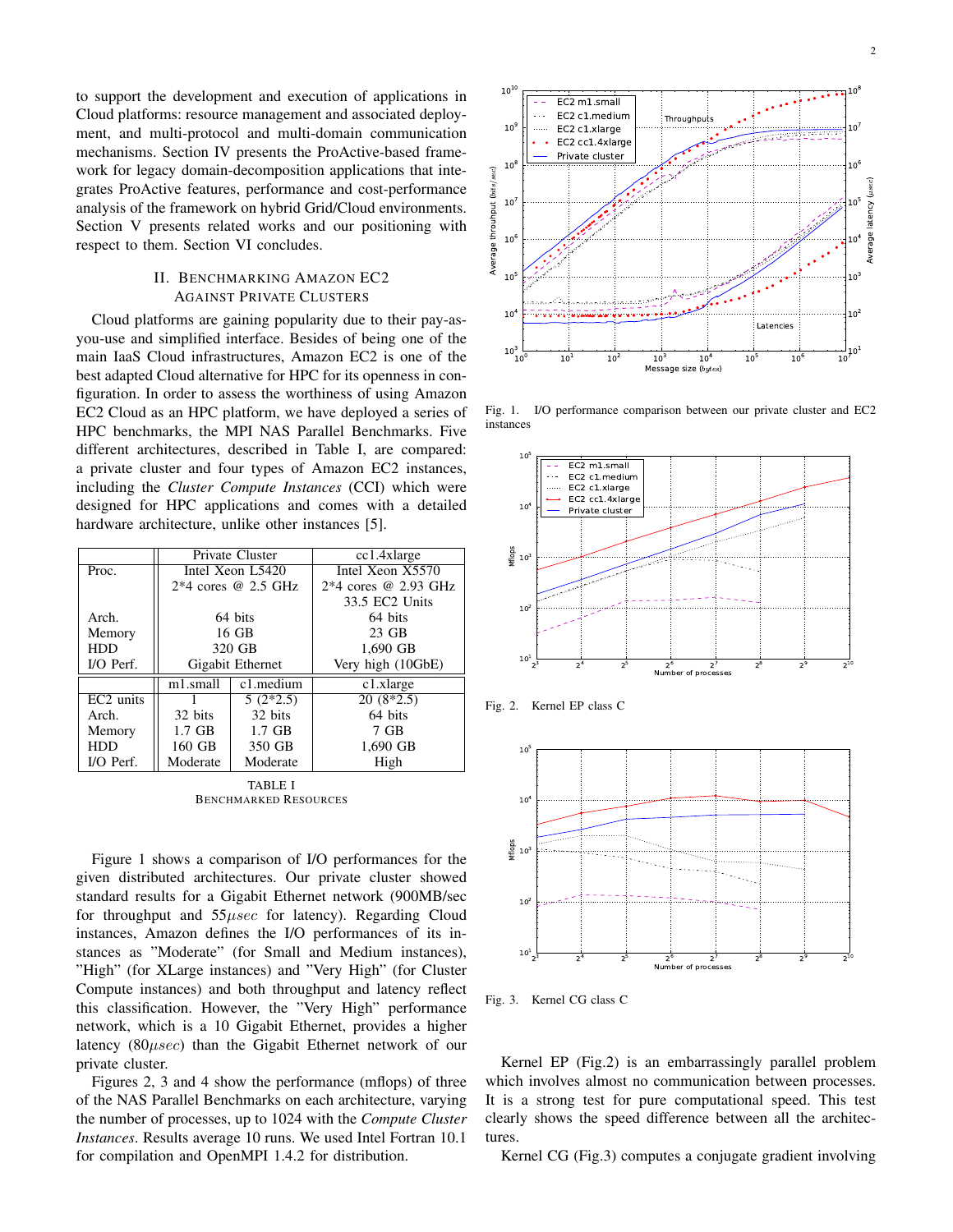to support the development and execution of applications in Cloud platforms: resource management and associated deployment, and multi-protocol and multi-domain communication mechanisms. Section IV presents the ProActive-based framework for legacy domain-decomposition applications that integrates ProActive features, performance and cost-performance analysis of the framework on hybrid Grid/Cloud environments. Section V presents related works and our positioning with respect to them. Section VI concludes.

## II. Benchmarking Amazon EC2 Against Private Clusters

Cloud platforms are gaining popularity due to their pay-as-you-use and simplified interface. Besides of being one of the main IaaS Cloud infrastructures, Amazon EC2 is one of the best adapted Cloud alternative for HPC for its openness in configuration. In order to assess the worthiness of using Amazon EC2 Cloud as an HPC platform, we have deployed a series of HPC benchmarks, the MPI NAS Parallel Benchmarks. Five different architectures, described in Table I, are compared: a private cluster and four types of Amazon EC2 instances, including the *Cluster Compute Instances* (CCI) which were designed for HPC applications and comes with a detailed hardware architecture, unlike other instances [5].

| | Private Cluster | | cc1.4xlarge |
|---|---|---|---|
| Proc. | Intel Xeon L5420<br>2*4 cores @ 2.5 GHz | | Intel Xeon X5570<br>2*4 cores @ 2.93 GHz<br>33.5 EC2 Units |
| Arch. | 64 bits | | 64 bits |
| Memory | 16 GB | | 23 GB |
| HDD | 320 GB | | 1,690 GB |
| I/O Perf. | Gigabit Ethernet | | Very high (10GbE) |
| | **m1.small** | **c1.medium** | **c1.xlarge** |
| EC2 units | 1 | 5 (2*2.5) | 20 (8*2.5) |
| Arch. | 32 bits | 32 bits | 64 bits |
| Memory | 1.7 GB | 1.7 GB | 7 GB |
| HDD | 160 GB | 350 GB | 1,690 GB |
| I/O Perf. | Moderate | Moderate | High |

TABLE I
Benchmarked Resources

Figure 1 shows a comparison of I/O performances for the given distributed architectures. Our private cluster showed standard results for a Gigabit Ethernet network (900MB/sec for throughput and $55\mu sec$ for latency). Regarding Cloud instances, Amazon defines the I/O performances of its instances as "Moderate" (for Small and Medium instances), "High" (for XLarge instances) and "Very High" (for Cluster Compute instances) and both throughput and latency reflect this classification. However, the "Very High" performance network, which is a 10 Gigabit Ethernet, provides a higher latency ($80\mu sec$) than the Gigabit Ethernet network of our private cluster.

Figures 2, 3 and 4 show the performance (mflops) of three of the NAS Parallel Benchmarks on each architecture, varying the number of processes, up to 1024 with the *Compute Cluster Instances*. Results average 10 runs. We used Intel Fortran 10.1 for compilation and OpenMPI 1.4.2 for distribution.

Fig. 1. I/O performance comparison between our private cluster and EC2 instances

Fig. 2. Kernel EP class C

Fig. 3. Kernel CG class C

Kernel EP (Fig.2) is an embarrassingly parallel problem which involves almost no communication between processes. It is a strong test for pure computational speed. This test clearly shows the speed difference between all the architectures.

Kernel CG (Fig.3) computes a conjugate gradient involving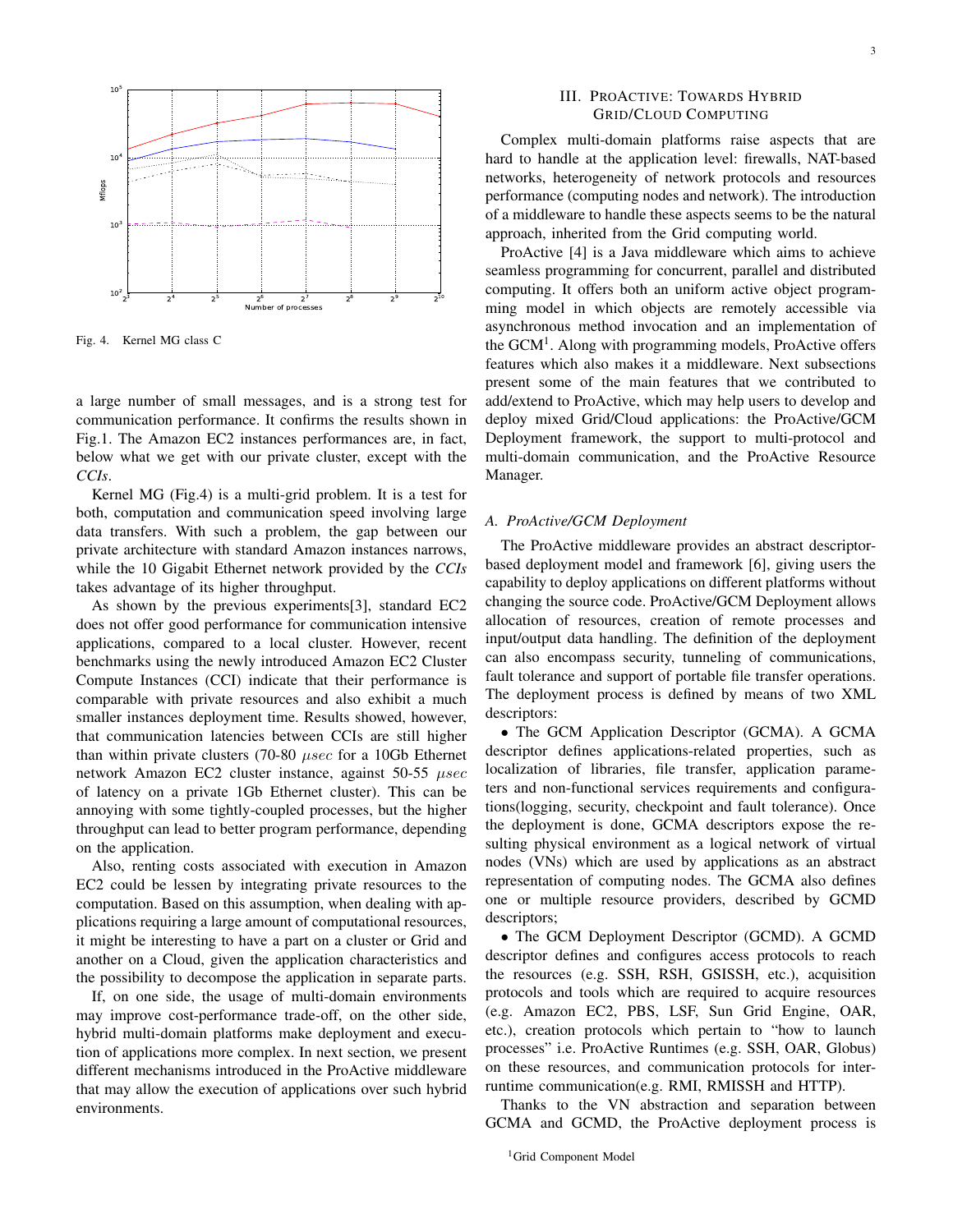Fig. 4. Kernel MG class C

a large number of small messages, and is a strong test for communication performance. It confirms the results shown in Fig.1. The Amazon EC2 instances performances are, in fact, below what we get with our private cluster, except with the *CCIs*.

Kernel MG (Fig.4) is a multi-grid problem. It is a test for both, computation and communication speed involving large data transfers. With such a problem, the gap between our private architecture with standard Amazon instances narrows, while the 10 Gigabit Ethernet network provided by the *CCIs* takes advantage of its higher throughput.

As shown by the previous experiments[3], standard EC2 does not offer good performance for communication intensive applications, compared to a local cluster. However, recent benchmarks using the newly introduced Amazon EC2 Cluster Compute Instances (CCI) indicate that their performance is comparable with private resources and also exhibit a much smaller instances deployment time. Results showed, however, that communication latencies between CCIs are still higher than within private clusters (70-80 $\mu sec$ for a 10Gb Ethernet network Amazon EC2 cluster instance, against 50-55 $\mu sec$ of latency on a private 1Gb Ethernet cluster). This can be annoying with some tightly-coupled processes, but the higher throughput can lead to better program performance, depending on the application.

Also, renting costs associated with execution in Amazon EC2 could be lessen by integrating private resources to the computation. Based on this assumption, when dealing with applications requiring a large amount of computational resources, it might be interesting to have a part on a cluster or Grid and another on a Cloud, given the application characteristics and the possibility to decompose the application in separate parts.

If, on one side, the usage of multi-domain environments may improve cost-performance trade-off, on the other side, hybrid multi-domain platforms make deployment and execution of applications more complex. In next section, we present different mechanisms introduced in the ProActive middleware that may allow the execution of applications over such hybrid environments.

## III. ProActive: Towards Hybrid Grid/Cloud Computing

Complex multi-domain platforms raise aspects that are hard to handle at the application level: firewalls, NAT-based networks, heterogeneity of network protocols and resources performance (computing nodes and network). The introduction of a middleware to handle these aspects seems to be the natural approach, inherited from the Grid computing world.

ProActive [4] is a Java middleware which aims to achieve seamless programming for concurrent, parallel and distributed computing. It offers both an uniform active object programming model in which objects are remotely accessible via asynchronous method invocation and an implementation of the GCM[1]. Along with programming models, ProActive offers features which also makes it a middleware. Next subsections present some of the main features that we contributed to add/extend to ProActive, which may help users to develop and deploy mixed Grid/Cloud applications: the ProActive/GCM Deployment framework, the support to multi-protocol and multi-domain communication, and the ProActive Resource Manager.

### A. ProActive/GCM Deployment

The ProActive middleware provides an abstract descriptor-based deployment model and framework [6], giving users the capability to deploy applications on different platforms without changing the source code. ProActive/GCM Deployment allows allocation of resources, creation of remote processes and input/output data handling. The definition of the deployment can also encompass security, tunneling of communications, fault tolerance and support of portable file transfer operations. The deployment process is defined by means of two XML descriptors:

- The GCM Application Descriptor (GCMA). A GCMA descriptor defines applications-related properties, such as localization of libraries, file transfer, application parameters and non-functional services requirements and configurations(logging, security, checkpoint and fault tolerance). Once the deployment is done, GCMA descriptors expose the resulting physical environment as a logical network of virtual nodes (VNs) which are used by applications as an abstract representation of computing nodes. The GCMA also defines one or multiple resource providers, described by GCMD descriptors;
- The GCM Deployment Descriptor (GCMD). A GCMD descriptor defines and configures access protocols to reach the resources (e.g. SSH, RSH, GSISSH, etc.), acquisition protocols and tools which are required to acquire resources (e.g. Amazon EC2, PBS, LSF, Sun Grid Engine, OAR, etc.), creation protocols which pertain to "how to launch processes" i.e. ProActive Runtimes (e.g. SSH, OAR, Globus) on these resources, and communication protocols for inter-runtime communication(e.g. RMI, RMISSH and HTTP).

Thanks to the VN abstraction and separation between GCMA and GCMD, the ProActive deployment process is

[1] Grid Component Model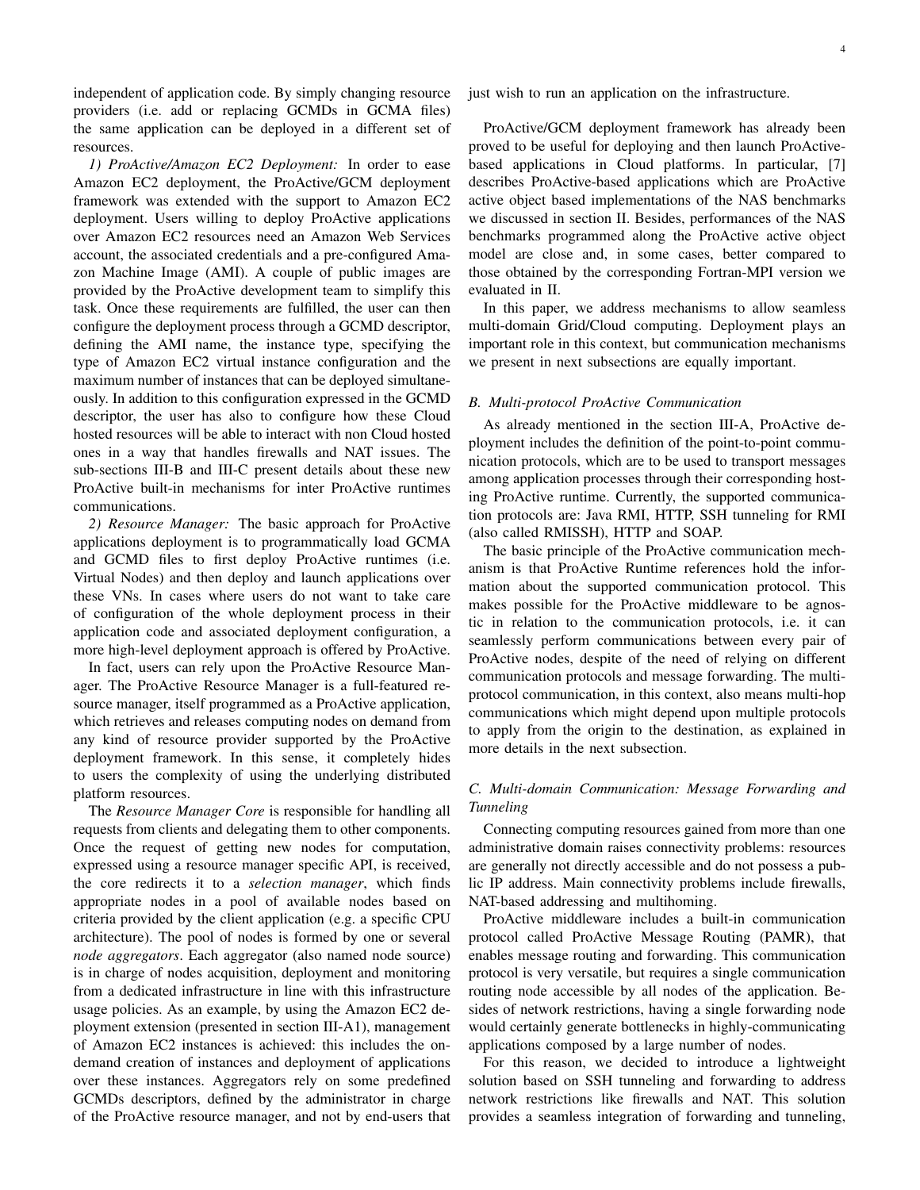independent of application code. By simply changing resource providers (i.e. add or replacing GCMDs in GCMA files) the same application can be deployed in a different set of resources.

*1) ProActive/Amazon EC2 Deployment:* In order to ease Amazon EC2 deployment, the ProActive/GCM deployment framework was extended with the support to Amazon EC2 deployment. Users willing to deploy ProActive applications over Amazon EC2 resources need an Amazon Web Services account, the associated credentials and a pre-configured Amazon Machine Image (AMI). A couple of public images are provided by the ProActive development team to simplify this task. Once these requirements are fulfilled, the user can then configure the deployment process through a GCMD descriptor, defining the AMI name, the instance type, specifying the type of Amazon EC2 virtual instance configuration and the maximum number of instances that can be deployed simultaneously. In addition to this configuration expressed in the GCMD descriptor, the user has also to configure how these Cloud hosted resources will be able to interact with non Cloud hosted ones in a way that handles firewalls and NAT issues. The sub-sections III-B and III-C present details about these new ProActive built-in mechanisms for inter ProActive runtimes communications.

*2) Resource Manager:* The basic approach for ProActive applications deployment is to programmatically load GCMA and GCMD files to first deploy ProActive runtimes (i.e. Virtual Nodes) and then deploy and launch applications over these VNs. In cases where users do not want to take care of configuration of the whole deployment process in their application code and associated deployment configuration, a more high-level deployment approach is offered by ProActive.

In fact, users can rely upon the ProActive Resource Manager. The ProActive Resource Manager is a full-featured resource manager, itself programmed as a ProActive application, which retrieves and releases computing nodes on demand from any kind of resource provider supported by the ProActive deployment framework. In this sense, it completely hides to users the complexity of using the underlying distributed platform resources.

The *Resource Manager Core* is responsible for handling all requests from clients and delegating them to other components. Once the request of getting new nodes for computation, expressed using a resource manager specific API, is received, the core redirects it to a *selection manager*, which finds appropriate nodes in a pool of available nodes based on criteria provided by the client application (e.g. a specific CPU architecture). The pool of nodes is formed by one or several *node aggregators*. Each aggregator (also named node source) is in charge of nodes acquisition, deployment and monitoring from a dedicated infrastructure in line with this infrastructure usage policies. As an example, by using the Amazon EC2 deployment extension (presented in section III-A1), management of Amazon EC2 instances is achieved: this includes the on-demand creation of instances and deployment of applications over these instances. Aggregators rely on some predefined GCMDs descriptors, defined by the administrator in charge of the ProActive resource manager, and not by end-users that just wish to run an application on the infrastructure.

ProActive/GCM deployment framework has already been proved to be useful for deploying and then launch ProActive-based applications in Cloud platforms. In particular, [7] describes ProActive-based applications which are ProActive active object based implementations of the NAS benchmarks we discussed in section II. Besides, performances of the NAS benchmarks programmed along the ProActive active object model are close and, in some cases, better compared to those obtained by the corresponding Fortran-MPI version we evaluated in II.

In this paper, we address mechanisms to allow seamless multi-domain Grid/Cloud computing. Deployment plays an important role in this context, but communication mechanisms we present in next subsections are equally important.

### B. Multi-protocol ProActive Communication

As already mentioned in the section III-A, ProActive deployment includes the definition of the point-to-point communication protocols, which are to be used to transport messages among application processes through their corresponding hosting ProActive runtime. Currently, the supported communication protocols are: Java RMI, HTTP, SSH tunneling for RMI (also called RMISSH), HTTP and SOAP.

The basic principle of the ProActive communication mechanism is that ProActive Runtime references hold the information about the supported communication protocol. This makes possible for the ProActive middleware to be agnostic in relation to the communication protocols, i.e. it can seamlessly perform communications between every pair of ProActive nodes, despite of the need of relying on different communication protocols and message forwarding. The multi-protocol communication, in this context, also means multi-hop communications which might depend upon multiple protocols to apply from the origin to the destination, as explained in more details in the next subsection.

### C. Multi-domain Communication: Message Forwarding and Tunneling

Connecting computing resources gained from more than one administrative domain raises connectivity problems: resources are generally not directly accessible and do not possess a public IP address. Main connectivity problems include firewalls, NAT-based addressing and multihoming.

ProActive middleware includes a built-in communication protocol called ProActive Message Routing (PAMR), that enables message routing and forwarding. This communication protocol is very versatile, but requires a single communication routing node accessible by all nodes of the application. Besides of network restrictions, having a single forwarding node would certainly generate bottlenecks in highly-communicating applications composed by a large number of nodes.

For this reason, we decided to introduce a lightweight solution based on SSH tunneling and forwarding to address network restrictions like firewalls and NAT. This solution provides a seamless integration of forwarding and tunneling,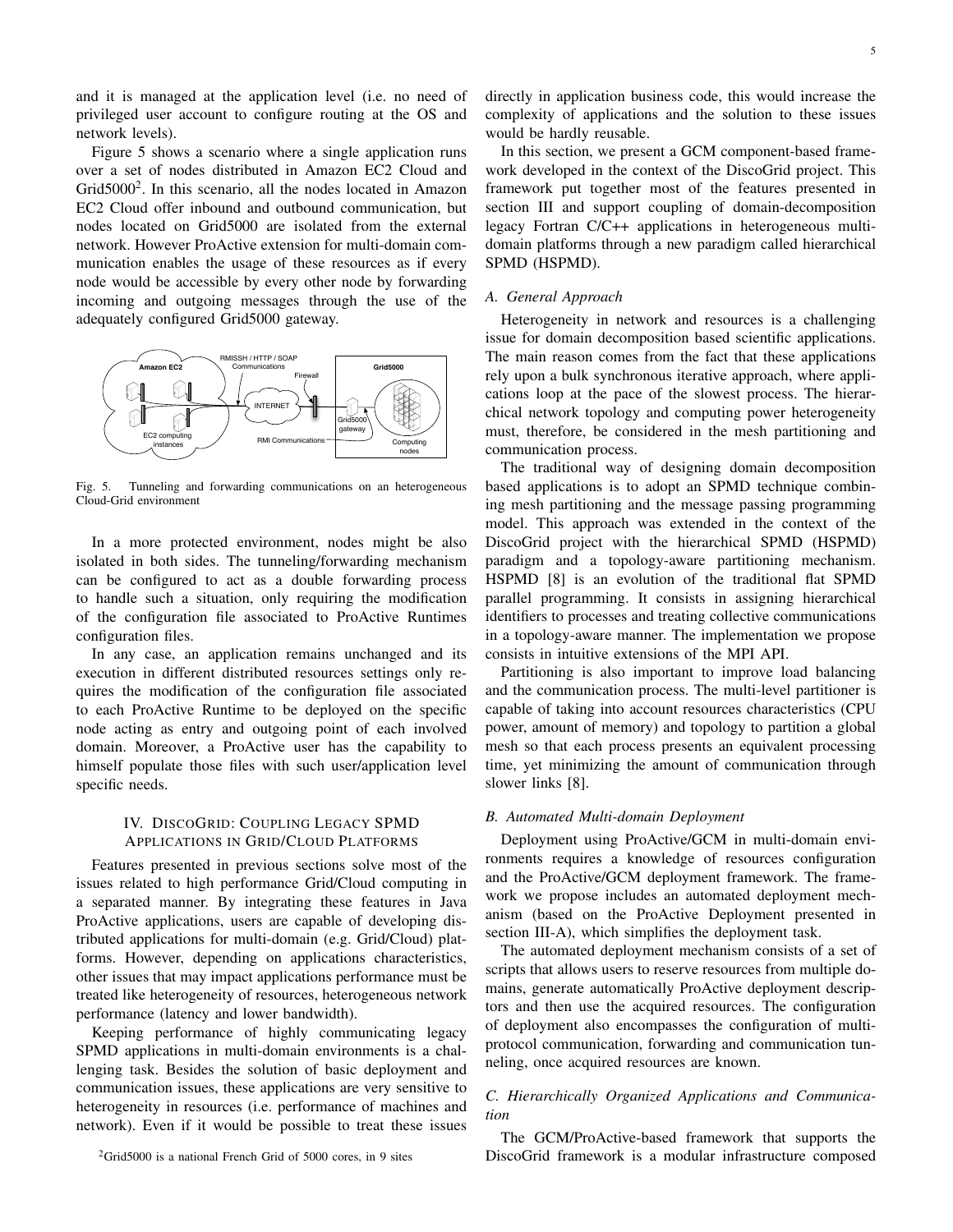and it is managed at the application level (i.e. no need of privileged user account to configure routing at the OS and network levels).

Figure 5 shows a scenario where a single application runs over a set of nodes distributed in Amazon EC2 Cloud and Grid5000[2]. In this scenario, all the nodes located in Amazon EC2 Cloud offer inbound and outbound communication, but nodes located on Grid5000 are isolated from the external network. However ProActive extension for multi-domain communication enables the usage of these resources as if every node would be accessible by every other node by forwarding incoming and outgoing messages through the use of the adequately configured Grid5000 gateway.

Fig. 5. Tunneling and forwarding communications on an heterogeneous Cloud-Grid environment

In a more protected environment, nodes might be also isolated in both sides. The tunneling/forwarding mechanism can be configured to act as a double forwarding process to handle such a situation, only requiring the modification of the configuration file associated to ProActive Runtimes configuration files.

In any case, an application remains unchanged and its execution in different distributed resources settings only requires the modification of the configuration file associated to each ProActive Runtime to be deployed on the specific node acting as entry and outgoing point of each involved domain. Moreover, a ProActive user has the capability to himself populate those files with such user/application level specific needs.

## IV. DiscoGrid: Coupling Legacy SPMD Applications in Grid/Cloud Platforms

Features presented in previous sections solve most of the issues related to high performance Grid/Cloud computing in a separated manner. By integrating these features in Java ProActive applications, users are capable of developing distributed applications for multi-domain (e.g. Grid/Cloud) platforms. However, depending on applications characteristics, other issues that may impact applications performance must be treated like heterogeneity of resources, heterogeneous network performance (latency and lower bandwidth).

Keeping performance of highly communicating legacy SPMD applications in multi-domain environments is a challenging task. Besides the solution of basic deployment and communication issues, these applications are very sensitive to heterogeneity in resources (i.e. performance of machines and network). Even if it would be possible to treat these issues directly in application business code, this would increase the complexity of applications and the solution to these issues would be hardly reusable.

In this section, we present a GCM component-based framework developed in the context of the DiscoGrid project. This framework put together most of the features presented in section III and support coupling of domain-decomposition legacy Fortran C/C++ applications in heterogeneous multi-domain platforms through a new paradigm called hierarchical SPMD (HSPMD).

### *A. General Approach*

Heterogeneity in network and resources is a challenging issue for domain decomposition based scientific applications. The main reason comes from the fact that these applications rely upon a bulk synchronous iterative approach, where applications loop at the pace of the slowest process. The hierarchical network topology and computing power heterogeneity must, therefore, be considered in the mesh partitioning and communication process.

The traditional way of designing domain decomposition based applications is to adopt an SPMD technique combining mesh partitioning and the message passing programming model. This approach was extended in the context of the DiscoGrid project with the hierarchical SPMD (HSPMD) paradigm and a topology-aware partitioning mechanism. HSPMD [8] is an evolution of the traditional flat SPMD parallel programming. It consists in assigning hierarchical identifiers to processes and treating collective communications in a topology-aware manner. The implementation we propose consists in intuitive extensions of the MPI API.

Partitioning is also important to improve load balancing and the communication process. The multi-level partitioner is capable of taking into account resources characteristics (CPU power, amount of memory) and topology to partition a global mesh so that each process presents an equivalent processing time, yet minimizing the amount of communication through slower links [8].

### *B. Automated Multi-domain Deployment*

Deployment using ProActive/GCM in multi-domain environments requires a knowledge of resources configuration and the ProActive/GCM deployment framework. The framework we propose includes an automated deployment mechanism (based on the ProActive Deployment presented in section III-A), which simplifies the deployment task.

The automated deployment mechanism consists of a set of scripts that allows users to reserve resources from multiple domains, generate automatically ProActive deployment descriptors and then use the acquired resources. The configuration of deployment also encompasses the configuration of multi-protocol communication, forwarding and communication tunneling, once acquired resources are known.

### *C. Hierarchically Organized Applications and Communication*

The GCM/ProActive-based framework that supports the DiscoGrid framework is a modular infrastructure composed

[2]Grid5000 is a national French Grid of 5000 cores, in 9 sites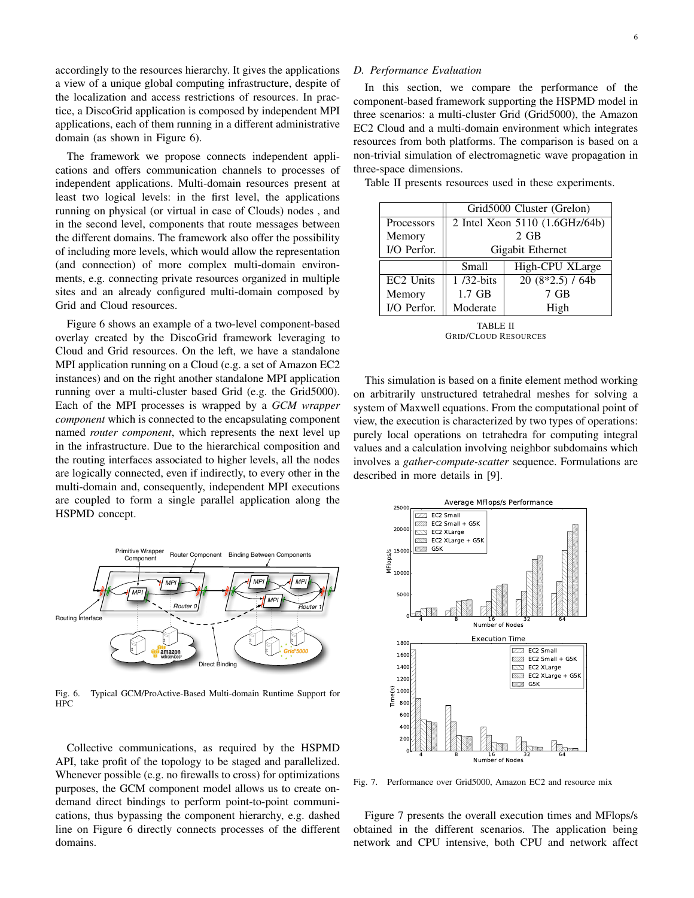accordingly to the resources hierarchy. It gives the applications a view of a unique global computing infrastructure, despite of the localization and access restrictions of resources. In practice, a DiscoGrid application is composed by independent MPI applications, each of them running in a different administrative domain (as shown in Figure 6).

The framework we propose connects independent applications and offers communication channels to processes of independent applications. Multi-domain resources present at least two logical levels: in the first level, the applications running on physical (or virtual in case of Clouds) nodes , and in the second level, components that route messages between the different domains. The framework also offer the possibility of including more levels, which would allow the representation (and connection) of more complex multi-domain environments, e.g. connecting private resources organized in multiple sites and an already configured multi-domain composed by Grid and Cloud resources.

Figure 6 shows an example of a two-level component-based overlay clearly created by the DiscoGrid framework leveraging to Cloud and Grid resources. On the left, we have a standalone MPI application running on a Cloud (e.g. a set of Amazon EC2 instances) and on the right another standalone MPI application running over a multi-cluster based Grid (e.g. the Grid5000). Each of the MPI processes is wrapped by a *GCM wrapper component* which is connected to the encapsulating component named *router component*, which represents the next level up in the infrastructure. Due to the hierarchical composition and the routing interfaces associated to higher levels, all the nodes are logically connected, even if indirectly, to every other in the multi-domain and, consequently, independent MPI executions are coupled to form a single parallel application along the HSPMD concept.

Fig. 6. Typical GCM/ProActive-Based Multi-domain Runtime Support for HPC

Collective communications, as required by the HSPMD API, take profit of the topology to be staged and parallelized. Whenever possible (e.g. no firewalls to cross) for optimizations purposes, the GCM component model allows us to create on-demand direct bindings to perform point-to-point communications, thus bypassing the component hierarchy, e.g. dashed line on Figure 6 directly connects processes of the different domains.

### D. Performance Evaluation

In this section, we compare the performance of the component-based framework supporting the HSPMD model in three scenarios: a multi-cluster Grid (Grid5000), the Amazon EC2 Cloud and a multi-domain environment which integrates resources from both platforms. The comparison is based on a non-trivial simulation of electromagnetic wave propagation in three-space dimensions.

Table II presents resources used in these experiments.

| | Grid5000 Cluster (Grelon) | |
|---|---|---|
| Processors | 2 Intel Xeon 5110 (1.6GHz/64b) | |
| Memory | 2 GB | |
| I/O Perfor. | Gigabit Ethernet | |
| | Small | High-CPU XLarge |
| EC2 Units | 1 /32-bits | 20 (8*2.5) / 64b |
| Memory | 1.7 GB | 7 GB |
| I/O Perfor. | Moderate | High |

TABLE II
GRID/CLOUD RESOURCES

This simulation is based on a finite element method working on arbitrarily unstructured tetrahedral meshes for solving a system of Maxwell equations. From the computational point of view, the execution is characterized by two types of operations: purely local operations on tetrahedra for computing integral values and a calculation involving neighbor subdomains which involves a *gather-compute-scatter* sequence. Formulations are described in more details in [9].

Fig. 7. Performance over Grid5000, Amazon EC2 and resource mix

Figure 7 presents the overall execution times and MFlops/s obtained in the different scenarios. The application being network and CPU intensive, both CPU and network affect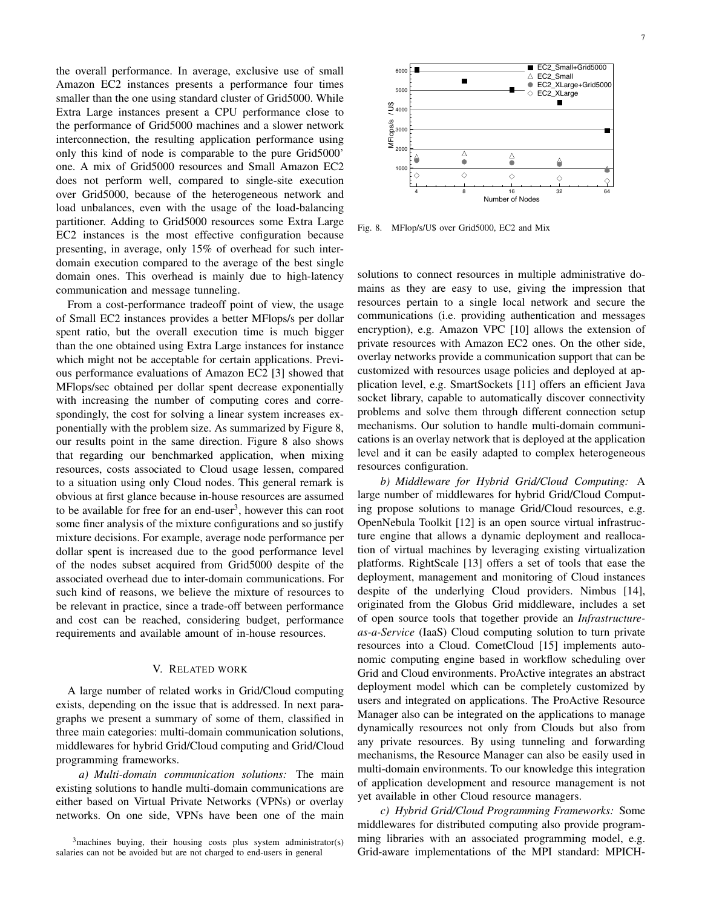the overall performance. In average, exclusive use of small Amazon EC2 instances presents a performance four times smaller than the one using standard cluster of Grid5000. While Extra Large instances present a CPU performance close to the performance of Grid5000 machines and a slower network interconnection, the resulting application performance using only this kind of node is comparable to the pure Grid5000' one. A mix of Grid5000 resources and Small Amazon EC2 does not perform well, compared to single-site execution over Grid5000, because of the heterogeneous network and load unbalances, even with the usage of the load-balancing partitioner. Adding to Grid5000 resources some Extra Large EC2 instances is the most effective configuration because presenting, in average, only 15% of overhead for such inter-domain execution compared to the average of the best single domain ones. This overhead is mainly due to high-latency communication and message tunneling.

From a cost-performance tradeoff point of view, the usage of Small EC2 instances provides a better MFlops/s per dollar spent ratio, but the overall execution time is much bigger than the one obtained using Extra Large instances for instance which might not be acceptable for certain applications. Previous performance evaluations of Amazon EC2 [3] showed that MFlops/sec obtained per dollar spent decrease exponentially with increasing the number of computing cores and correspondingly, the cost for solving a linear system increases exponentially with the problem size. As summarized by Figure 8, our results point in the same direction. Figure 8 also shows that regarding our benchmarked application, when mixing resources, costs associated to Cloud usage lessen, compared to a situation using only Cloud nodes. This general remark is obvious at first glance because in-house resources are assumed to be available for free for an end-user[3], however this can root some finer analysis of the mixture configurations and so justify mixture decisions. For example, average node performance per dollar spent is increased due to the good performance level of the nodes subset acquired from Grid5000 despite of the associated overhead due to inter-domain communications. For such kind of reasons, we believe the mixture of resources to be relevant in practice, since a trade-off between performance and cost can be reached, considering budget, performance requirements and available amount of in-house resources.

Fig. 8. MFlop/s/U$ over Grid5000, EC2 and Mix

## V. Related work

A large number of related works in Grid/Cloud computing exists, depending on the issue that is addressed. In next paragraphs we present a summary of some of them, classified in three main categories: multi-domain communication solutions, middlewares for hybrid Grid/Cloud computing and Grid/Cloud programming frameworks.

*a) Multi-domain communication solutions:* The main existing solutions to handle multi-domain communications are either based on Virtual Private Networks (VPNs) or overlay networks. On one side, VPNs have been one of the main solutions to connect resources in multiple administrative domains as they are easy to use, giving the impression that resources pertain to a single local network and secure the communications (i.e. providing authentication and messages encryption), e.g. Amazon VPC [10] allows the extension of private resources with Amazon EC2 ones. On the other side, overlay networks provide a communication support that can be customized with resources usage policies and deployed at application level, e.g. SmartSockets [11] offers an efficient Java socket library, capable to automatically discover connectivity problems and solve them through different connection setup mechanisms. Our solution to handle multi-domain communications is an overlay network that is deployed at the application level and it can be easily adapted to complex heterogeneous resources configuration.

*b) Middleware for Hybrid Grid/Cloud Computing:* A large number of middlewares for hybrid Grid/Cloud Computing propose solutions to manage Grid/Cloud resources, e.g. OpenNebula Toolkit [12] is an open source virtual infrastructure engine that allows a dynamic deployment and reallocation of virtual machines by leveraging existing virtualization platforms. RightScale [13] offers a set of tools that ease the deployment, management and monitoring of Cloud instances despite of the underlying Cloud providers. Nimbus [14], originated from the Globus Grid middleware, includes a set of open source tools that together provide an *Infrastructure-as-a-Service* (IaaS) Cloud computing solution to turn private resources into a Cloud. CometCloud [15] implements autonomic computing engine based in workflow scheduling over Grid and Cloud environments. ProActive integrates an abstract deployment model which can be completely customized by users and integrated on applications. The ProActive Resource Manager also can be integrated on the applications to manage dynamically resources not only from Clouds but also from any private resources. By using tunneling and forwarding mechanisms, the Resource Manager can also be easily used in multi-domain environments. To our knowledge this integration of application development and resource management is not yet available in other Cloud resource managers.

*c) Hybrid Grid/Cloud Programming Frameworks:* Some middlewares for distributed computing also provide programming libraries with an associated programming model, e.g. Grid-aware implementations of the MPI standard: MPICH-

[3] machines buying, their housing costs plus system administrator(s) salaries can not be avoided but are not charged to end-users in general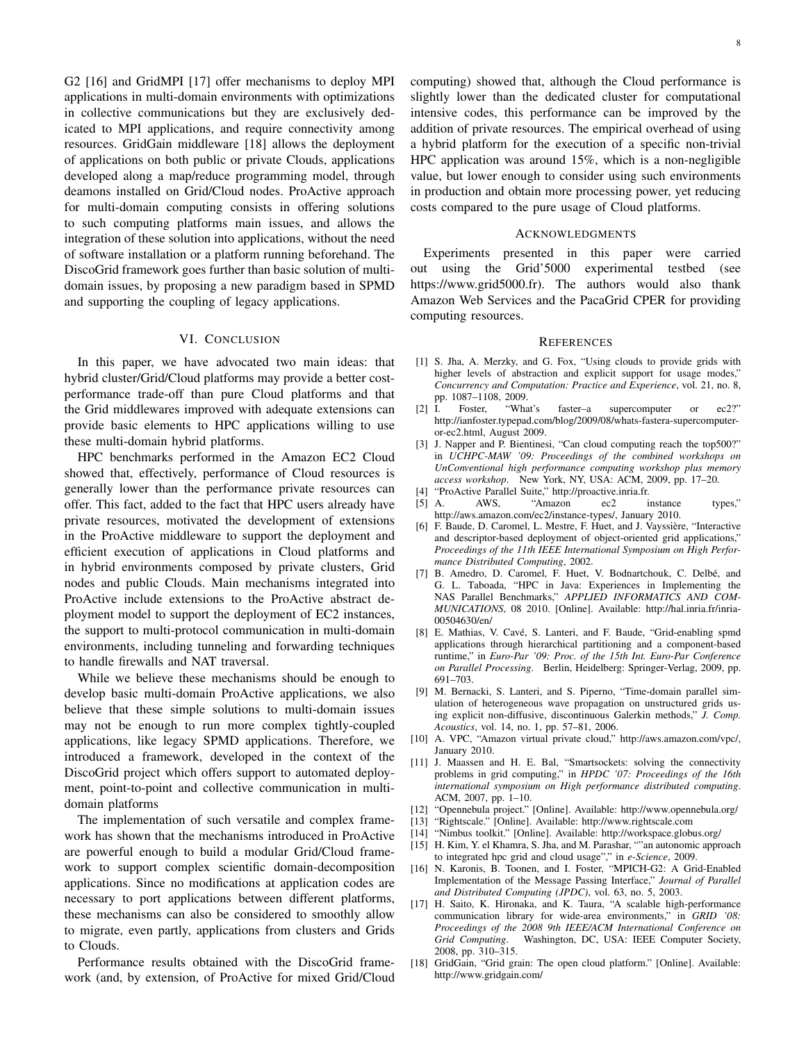G2 [16] and GridMPI [17] offer mechanisms to deploy MPI applications in multi-domain environments with optimizations in collective communications but they are exclusively dedicated to MPI applications, and require connectivity among resources. GridGain middleware [18] allows the deployment of applications on both public or private Clouds, applications developed along a map/reduce programming model, through deamons installed on Grid/Cloud nodes. ProActive approach for multi-domain computing consists in offering solutions to such computing platforms main issues, and allows the integration of these solution into applications, without the need of software installation or a platform running beforehand. The DiscoGrid framework goes further than basic solution of multi-domain issues, by proposing a new paradigm based in SPMD and supporting the coupling of legacy applications.

## VI. Conclusion

In this paper, we have advocated two main ideas: that hybrid cluster/Grid/Cloud platforms may provide a better cost-performance trade-off than pure Cloud platforms and that the Grid middlewares improved with adequate extensions can provide basic elements to HPC applications willing to use these multi-domain hybrid platforms.

HPC benchmarks performed in the Amazon EC2 Cloud showed that, effectively, performance of Cloud resources is generally lower than the performance private resources can offer. This fact, added to the fact that HPC users already have private resources, motivated the development of extensions in the ProActive middleware to support the deployment and efficient execution of applications in Cloud platforms and in hybrid environments composed by private clusters, Grid nodes and public Clouds. Main mechanisms integrated into ProActive include extensions to the ProActive abstract deployment model to support the deployment of EC2 instances, the support to multi-protocol communication in multi-domain environments, including tunneling and forwarding techniques to handle firewalls and NAT traversal.

While we believe these mechanisms should be enough to develop basic multi-domain ProActive applications, we also believe that these simple solutions to multi-domain issues may not be enough to run more complex tightly-coupled applications, like legacy SPMD applications. Therefore, we introduced a framework, developed in the context of the DiscoGrid project which offers support to automated deployment, point-to-point and collective communication in multi-domain platforms

The implementation of such versatile and complex framework has shown that the mechanisms introduced in ProActive are powerful enough to build a modular Grid/Cloud framework to support complex scientific domain-decomposition applications. Since no modifications at application codes are necessary to port applications between different platforms, these mechanisms can also be considered to smoothly allow to migrate, even partly, applications from clusters and Grids to Clouds.

Performance results obtained with the DiscoGrid framework (and, by extension, of ProActive for mixed Grid/Cloud computing) showed that, although the Cloud performance is slightly lower than the dedicated cluster for computational intensive codes, this performance can be improved by the addition of private resources. The empirical overhead of using a hybrid platform for the execution of a specific non-trivial HPC application was around 15%, which is a non-negligible value, but lower enough to consider using such environments in production and obtain more processing power, yet reducing costs compared to the pure usage of Cloud platforms.

## Acknowledgments

Experiments presented in this paper were carried out using the Grid'5000 experimental testbed (see https://www.grid5000.fr). The authors would also thank Amazon Web Services and the PacaGrid CPER for providing computing resources.

## References

[1] S. Jha, A. Merzky, and G. Fox, "Using clouds to provide grids with higher levels of abstraction and explicit support for usage modes," *Concurrency and Computation: Practice and Experience*, vol. 21, no. 8, pp. 1087–1108, 2009.

[2] I. Foster, "What's faster–a supercomputer or ec2?" http://ianfoster.typepad.com/blog/2009/08/whats-fastera-supercomputer-or-ec2.html, August 2009.

[3] J. Napper and P. Bientinesi, "Can cloud computing reach the top500?" in *UCHPC-MAW '09: Proceedings of the combined workshops on UnConventional high performance computing workshop plus memory access workshop*. New York, NY, USA: ACM, 2009, pp. 17–20.

[4] "ProActive Parallel Suite," http://proactive.inria.fr.

[5] A. AWS, "Amazon ec2 instance types," http://aws.amazon.com/ec2/instance-types/, January 2010.

[6] F. Baude, D. Caromel, L. Mestre, F. Huet, and J. Vayssière, "Interactive and descriptor-based deployment of object-oriented grid applications," *Proceedings of the 11th IEEE International Symposium on High Performance Distributed Computing*, 2002.

[7] B. Amedro, D. Caromel, F. Huet, V. Bodnartchouk, C. Delbé, and G. L. Taboada, "HPC in Java: Experiences in Implementing the NAS Parallel Benchmarks," *APPLIED INFORMATICS AND COMMUNICATIONS*, 08 2010. [Online]. Available: http://hal.inria.fr/inria-00504630/en/

[8] E. Mathias, V. Cavé, S. Lanteri, and F. Baude, "Grid-enabling spmd applications through hierarchical partitioning and a component-based runtime," in *Euro-Par '09: Proc. of the 15th Int. Euro-Par Conference on Parallel Processing*. Berlin, Heidelberg: Springer-Verlag, 2009, pp. 691–703.

[9] M. Bernacki, S. Lanteri, and S. Piperno, "Time-domain parallel simulation of heterogeneous wave propagation on unstructured grids using explicit non-diffusive, discontinuous Galerkin methods," *J. Comp. Acoustics*, vol. 14, no. 1, pp. 57–81, 2006.

[10] A. VPC, "Amazon virtual private cloud," http://aws.amazon.com/vpc/, January 2010.

[11] J. Maassen and H. E. Bal, "Smartsockets: solving the connectivity problems in grid computing," in *HPDC '07: Proceedings of the 16th international symposium on High performance distributed computing*. ACM, 2007, pp. 1–10.

[12] "Opennebula project." [Online]. Available: http://www.opennebula.org/

[13] "Rightscale." [Online]. Available: http://www.rightscale.com

[14] "Nimbus toolkit." [Online]. Available: http://workspace.globus.org/

[15] H. Kim, Y. el Khamra, S. Jha, and M. Parashar, ""an autonomic approach to integrated hpc grid and cloud usage"," in *e-Science*, 2009.

[16] N. Karonis, B. Toonen, and I. Foster, "MPICH-G2: A Grid-Enabled Implementation of the Message Passing Interface," *Journal of Parallel and Distributed Computing (JPDC)*, vol. 63, no. 5, 2003.

[17] H. Saito, K. Hironaka, and K. Taura, "A scalable high-performance communication library for wide-area environments," in *GRID '08: Proceedings of the 2008 9th IEEE/ACM International Conference on Grid Computing*. Washington, DC, USA: IEEE Computer Society, 2008, pp. 310–315.

[18] GridGain, "Grid grain: The open cloud platform." [Online]. Available: http://www.gridgain.com/